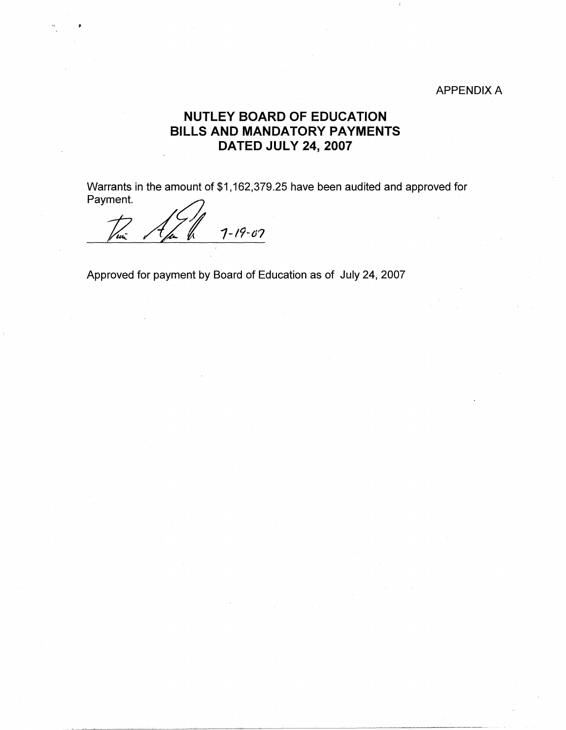APPENDIX A

# NUTLEY BOARD OF EDUCATION
# BILLS AND MANDATORY PAYMENTS
# DATED JULY 24, 2007

Warrants in the amount of $1,162,379.25 have been audited and approved for Payment.

7-19-07

Approved for payment by Board of Education as of July 24, 2007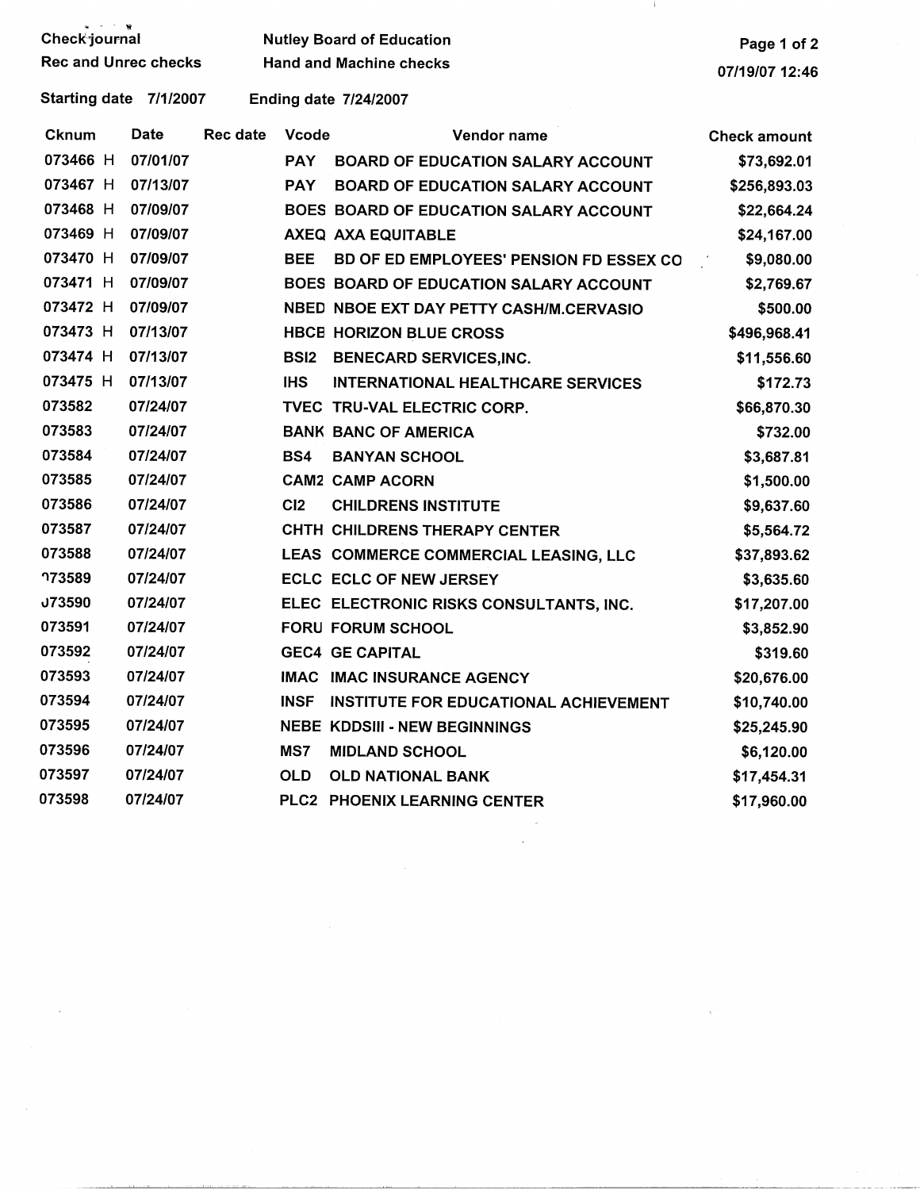Check journal
Rec and Unrec checks

**Nutley Board of Education**
Hand and Machine checks

07/19/07 12:46

Starting date 7/1/2007 Ending date 7/24/2007

| Cknum | Date | Rec date | Vcode | Vendor name | Check amount |
|---|---|---|---|---|---|
| 073466 H | 07/01/07 | | PAY | BOARD OF EDUCATION SALARY ACCOUNT | $73,692.01 |
| 073467 H | 07/13/07 | | PAY | BOARD OF EDUCATION SALARY ACCOUNT | $256,893.03 |
| 073468 H | 07/09/07 | | BOES | BOARD OF EDUCATION SALARY ACCOUNT | $22,664.24 |
| 073469 H | 07/09/07 | | AXEQ | AXA EQUITABLE | $24,167.00 |
| 073470 H | 07/09/07 | | BEE | BD OF ED EMPLOYEES' PENSION FD ESSEX CO | $9,080.00 |
| 073471 H | 07/09/07 | | BOES | BOARD OF EDUCATION SALARY ACCOUNT | $2,769.67 |
| 073472 H | 07/09/07 | | NBED | NBOE EXT DAY PETTY CASH/M.CERVASIO | $500.00 |
| 073473 H | 07/13/07 | | HBCE | HORIZON BLUE CROSS | $496,968.41 |
| 073474 H | 07/13/07 | | BSI2 | BENECARD SERVICES,INC. | $11,556.60 |
| 073475 H | 07/13/07 | | IHS | INTERNATIONAL HEALTHCARE SERVICES | $172.73 |
| 073582 | 07/24/07 | | TVEC | TRU-VAL ELECTRIC CORP. | $66,870.30 |
| 073583 | 07/24/07 | | BANK | BANC OF AMERICA | $732.00 |
| 073584 | 07/24/07 | | BS4 | BANYAN SCHOOL | $3,687.81 |
| 073585 | 07/24/07 | | CAM2 | CAMP ACORN | $1,500.00 |
| 073586 | 07/24/07 | | CI2 | CHILDRENS INSTITUTE | $9,637.60 |
| 073587 | 07/24/07 | | CHTH | CHILDRENS THERAPY CENTER | $5,564.72 |
| 073588 | 07/24/07 | | LEAS | COMMERCE COMMERCIAL LEASING, LLC | $37,893.62 |
| 073589 | 07/24/07 | | ECLC | ECLC OF NEW JERSEY | $3,635.60 |
| 073590 | 07/24/07 | | ELEC | ELECTRONIC RISKS CONSULTANTS, INC. | $17,207.00 |
| 073591 | 07/24/07 | | FORU | FORUM SCHOOL | $3,852.90 |
| 073592 | 07/24/07 | | GEC4 | GE CAPITAL | $319.60 |
| 073593 | 07/24/07 | | IMAC | IMAC INSURANCE AGENCY | $20,676.00 |
| 073594 | 07/24/07 | | INSF | INSTITUTE FOR EDUCATIONAL ACHIEVEMENT | $10,740.00 |
| 073595 | 07/24/07 | | NEBE | KDDSIII - NEW BEGINNINGS | $25,245.90 |
| 073596 | 07/24/07 | | MS7 | MIDLAND SCHOOL | $6,120.00 |
| 073597 | 07/24/07 | | OLD | OLD NATIONAL BANK | $17,454.31 |
| 073598 | 07/24/07 | | PLC2 | PHOENIX LEARNING CENTER | $17,960.00 |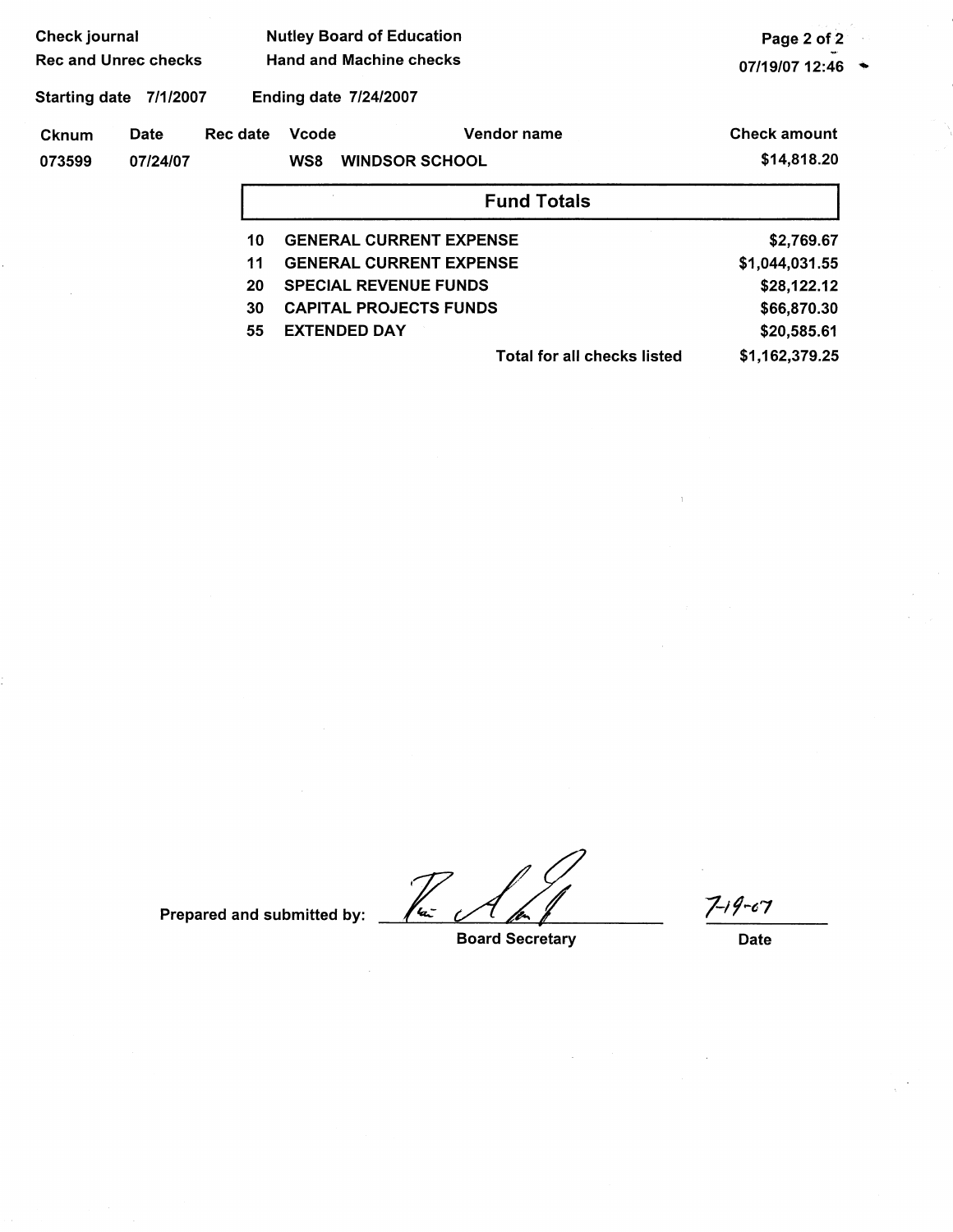Check journal
Rec and Unrec checks

Nutley Board of Education
Hand and Machine checks

Starting date 7/1/2007 Ending date 7/24/2007

| Cknum | Date | Rec date | Vcode | Vendor name | Check amount |
|---|---|---|---|---|---|
| 073599 | 07/24/07 | | WS8 | WINDSOR SCHOOL | $14,818.20 |

**Fund Totals**

| | | |
|---|---|---|
| 10 | GENERAL CURRENT EXPENSE | $2,769.67 |
| 11 | GENERAL CURRENT EXPENSE | $1,044,031.55 |
| 20 | SPECIAL REVENUE FUNDS | $28,122.12 |
| 30 | CAPITAL PROJECTS FUNDS | $66,870.30 |
| 55 | EXTENDED DAY | $20,585.61 |
| | Total for all checks listed | $1,162,379.25 |

Prepared and submitted by: ______________________ 7-19-07

Board Secretary Date